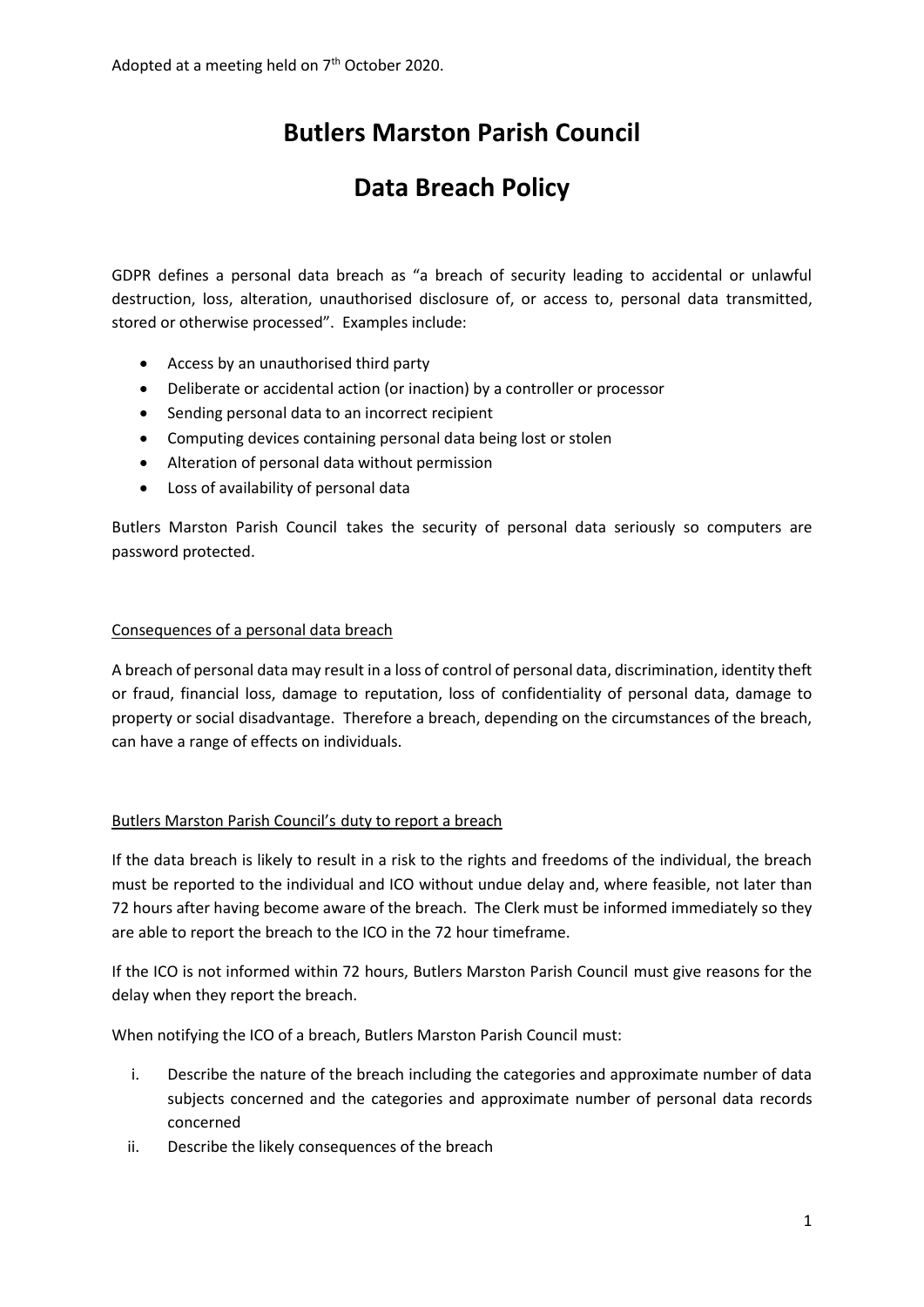Adopted at a meeting held on 7th October 2020.

# Butlers Marston Parish Council

# Data Breach Policy

GDPR defines a personal data breach as "a breach of security leading to accidental or unlawful destruction, loss, alteration, unauthorised disclosure of, or access to, personal data transmitted, stored or otherwise processed". Examples include:

- Access by an unauthorised third party
- Deliberate or accidental action (or inaction) by a controller or processor
- Sending personal data to an incorrect recipient
- Computing devices containing personal data being lost or stolen
- Alteration of personal data without permission
- Loss of availability of personal data

Butlers Marston Parish Council takes the security of personal data seriously so computers are password protected.

## Consequences of a personal data breach

A breach of personal data may result in a loss of control of personal data, discrimination, identity theft or fraud, financial loss, damage to reputation, loss of confidentiality of personal data, damage to property or social disadvantage. Therefore a breach, depending on the circumstances of the breach, can have a range of effects on individuals.

## Butlers Marston Parish Council's duty to report a breach

If the data breach is likely to result in a risk to the rights and freedoms of the individual, the breach must be reported to the individual and ICO without undue delay and, where feasible, not later than 72 hours after having become aware of the breach. The Clerk must be informed immediately so they are able to report the breach to the ICO in the 72 hour timeframe.

If the ICO is not informed within 72 hours, Butlers Marston Parish Council must give reasons for the delay when they report the breach.

When notifying the ICO of a breach, Butlers Marston Parish Council must:

i. Describe the nature of the breach including the categories and approximate number of data subjects concerned and the categories and approximate number of personal data records concerned
ii. Describe the likely consequences of the breach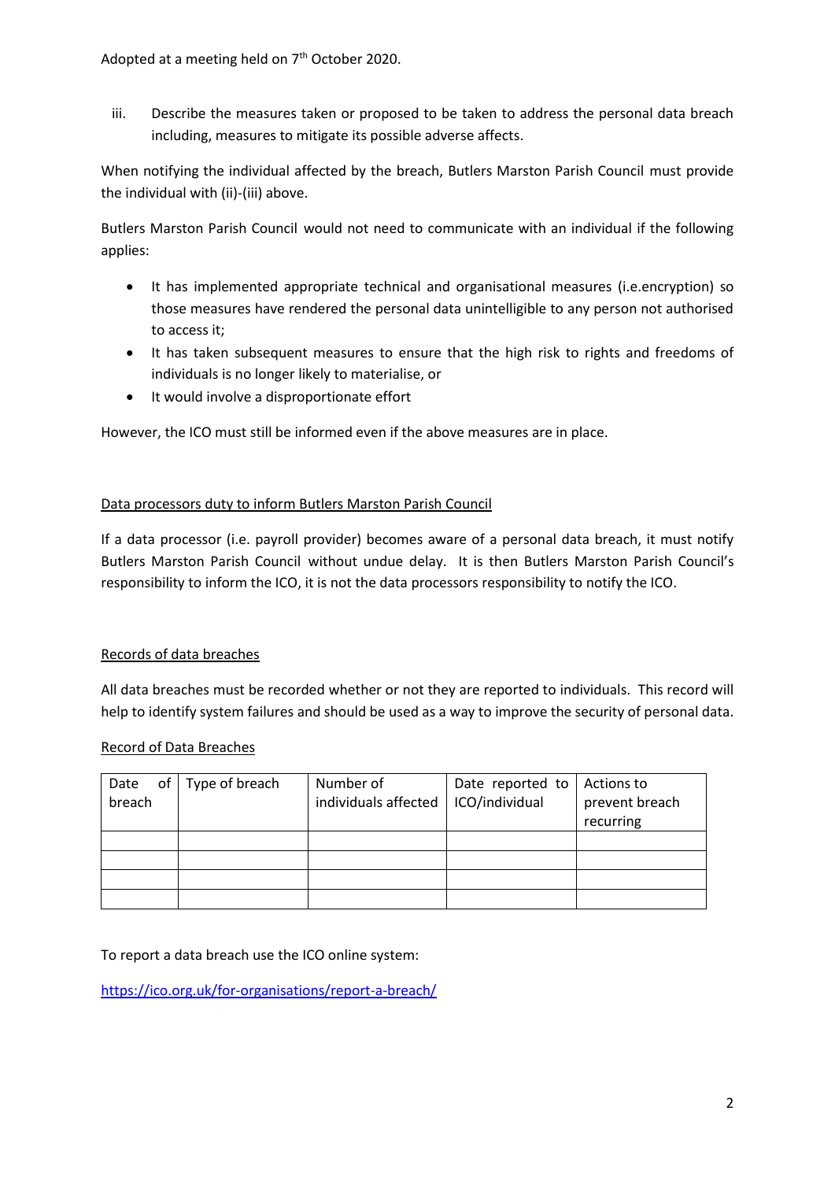Adopted at a meeting held on 7th October 2020.

iii. Describe the measures taken or proposed to be taken to address the personal data breach including, measures to mitigate its possible adverse affects.

When notifying the individual affected by the breach, Butlers Marston Parish Council must provide the individual with (ii)-(iii) above.

Butlers Marston Parish Council would not need to communicate with an individual if the following applies:

- It has implemented appropriate technical and organisational measures (i.e.encryption) so those measures have rendered the personal data unintelligible to any person not authorised to access it;
- It has taken subsequent measures to ensure that the high risk to rights and freedoms of individuals is no longer likely to materialise, or
- It would involve a disproportionate effort

However, the ICO must still be informed even if the above measures are in place.

<u>Data processors duty to inform Butlers Marston Parish Council</u>

If a data processor (i.e. payroll provider) becomes aware of a personal data breach, it must notify Butlers Marston Parish Council without undue delay. It is then Butlers Marston Parish Council's responsibility to inform the ICO, it is not the data processors responsibility to notify the ICO.

<u>Records of data breaches</u>

All data breaches must be recorded whether or not they are reported to individuals. This record will help to identify system failures and should be used as a way to improve the security of personal data.

<u>Record of Data Breaches</u>

| Date of breach | Type of breach | Number of individuals affected | Date reported to ICO/individual | Actions to prevent breach recurring |
|---|---|---|---|---|
| | | | | |
| | | | | |
| | | | | |
| | | | | |

To report a data breach use the ICO online system:

https://ico.org.uk/for-organisations/report-a-breach/